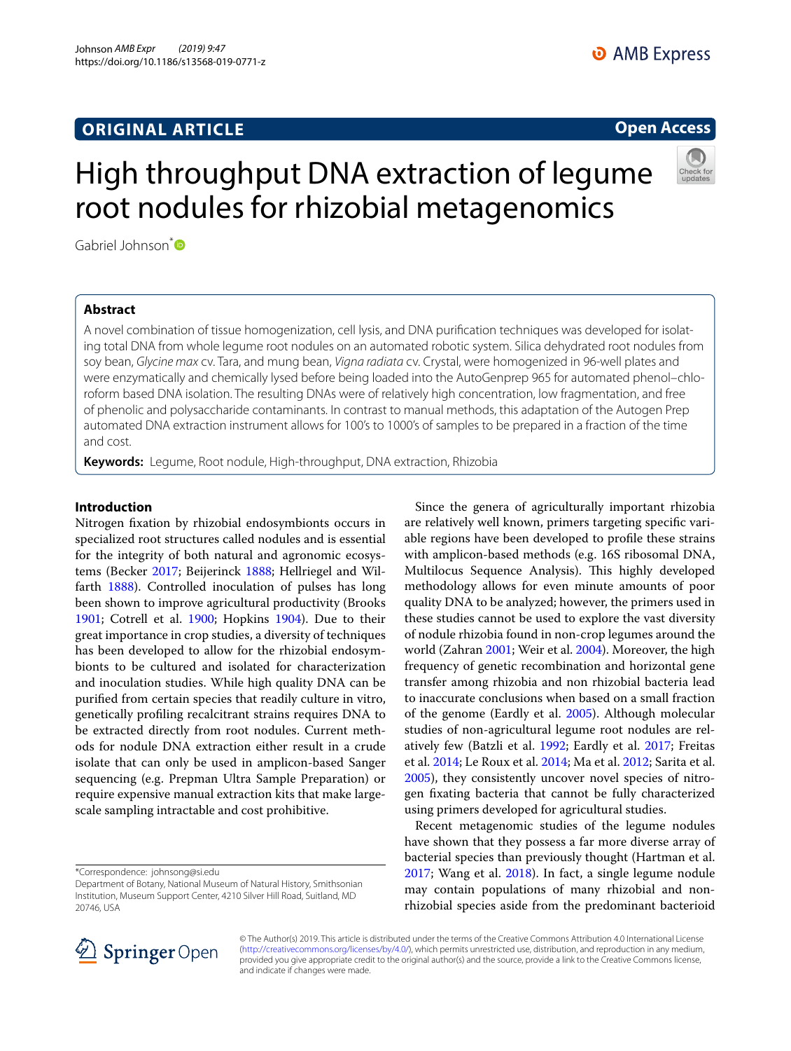ORIGINAL ARTICLE

Open Access

# High throughput DNA extraction of legume root nodules for rhizobial metagenomics

Gabriel Johnson*

## Abstract

A novel combination of tissue homogenization, cell lysis, and DNA purification techniques was developed for isolating total DNA from whole legume root nodules on an automated robotic system. Silica dehydrated root nodules from soy bean, *Glycine max* cv. Tara, and mung bean, *Vigna radiata* cv. Crystal, were homogenized in 96-well plates and were enzymatically and chemically lysed before being loaded into the AutoGenprep 965 for automated phenol–chloroform based DNA isolation. The resulting DNAs were of relatively high concentration, low fragmentation, and free of phenolic and polysaccharide contaminants. In contrast to manual methods, this adaptation of the Autogen Prep automated DNA extraction instrument allows for 100's to 1000's of samples to be prepared in a fraction of the time and cost.

**Keywords:** Legume, Root nodule, High-throughput, DNA extraction, Rhizobia

## Introduction

Nitrogen fixation by rhizobial endosymbionts occurs in specialized root structures called nodules and is essential for the integrity of both natural and agronomic ecosystems (Becker 2017; Beijerinck 1888; Hellriegel and Wilfarth 1888). Controlled inoculation of pulses has long been shown to improve agricultural productivity (Brooks 1901; Cotrell et al. 1900; Hopkins 1904). Due to their great importance in crop studies, a diversity of techniques has been developed to allow for the rhizobial endosymbionts to be cultured and isolated for characterization and inoculation studies. While high quality DNA can be purified from certain species that readily culture in vitro, genetically profiling recalcitrant strains requires DNA to be extracted directly from root nodules. Current methods for nodule DNA extraction either result in a crude isolate that can only be used in amplicon-based Sanger sequencing (e.g. Prepman Ultra Sample Preparation) or require expensive manual extraction kits that make large-scale sampling intractable and cost prohibitive.

Since the genera of agriculturally important rhizobia are relatively well known, primers targeting specific variable regions have been developed to profile these strains with amplicon-based methods (e.g. 16S ribosomal DNA, Multilocus Sequence Analysis). This highly developed methodology allows for even minute amounts of poor quality DNA to be analyzed; however, the primers used in these studies cannot be used to explore the vast diversity of nodule rhizobia found in non-crop legumes around the world (Zahran 2001; Weir et al. 2004). Moreover, the high frequency of genetic recombination and horizontal gene transfer among rhizobia and non rhizobial bacteria lead to inaccurate conclusions when based on a small fraction of the genome (Eardly et al. 2005). Although molecular studies of non-agricultural legume root nodules are relatively few (Batzli et al. 1992; Eardly et al. 2017; Freitas et al. 2014; Le Roux et al. 2014; Ma et al. 2012; Sarita et al. 2005), they consistently uncover novel species of nitrogen fixating bacteria that cannot be fully characterized using primers developed for agricultural studies.

Recent metagenomic studies of the legume nodules have shown that they possess a far more diverse array of bacterial species than previously thought (Hartman et al. 2017; Wang et al. 2018). In fact, a single legume nodule may contain populations of many rhizobial and non-rhizobial species aside from the predominant bacterioid

*Correspondence: johnsong@si.edu
Department of Botany, National Museum of Natural History, Smithsonian Institution, Museum Support Center, 4210 Silver Hill Road, Suitland, MD 20746, USA

© The Author(s) 2019. This article is distributed under the terms of the Creative Commons Attribution 4.0 International License (http://creativecommons.org/licenses/by/4.0/), which permits unrestricted use, distribution, and reproduction in any medium, provided you give appropriate credit to the original author(s) and the source, provide a link to the Creative Commons license, and indicate if changes were made.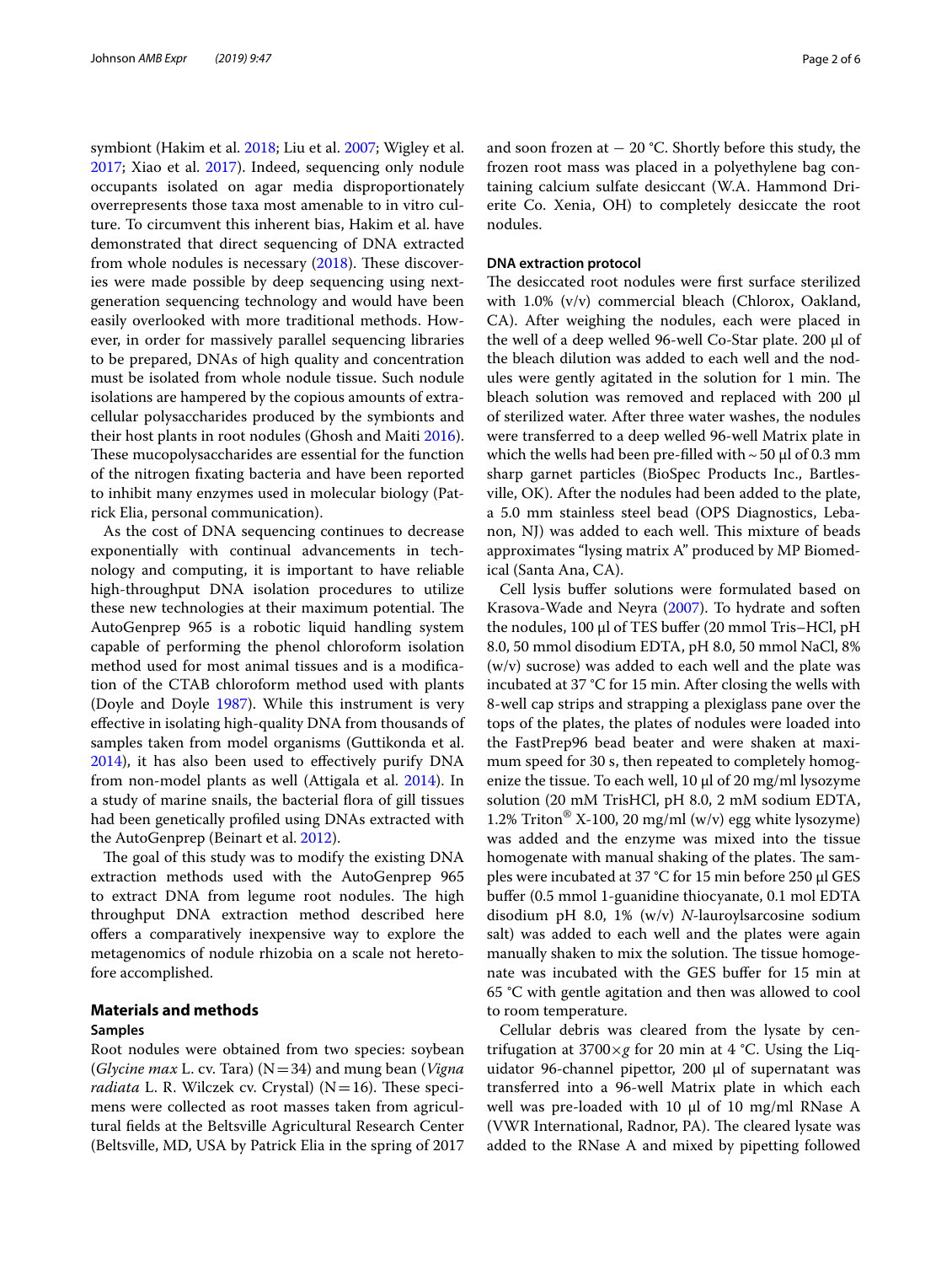symbiont (Hakim et al. 2018; Liu et al. 2007; Wigley et al. 2017; Xiao et al. 2017). Indeed, sequencing only nodule occupants isolated on agar media disproportionately overrepresents those taxa most amenable to in vitro culture. To circumvent this inherent bias, Hakim et al. have demonstrated that direct sequencing of DNA extracted from whole nodules is necessary (2018). These discoveries were made possible by deep sequencing using next-generation sequencing technology and would have been easily overlooked with more traditional methods. However, in order for massively parallel sequencing libraries to be prepared, DNAs of high quality and concentration must be isolated from whole nodule tissue. Such nodule isolations are hampered by the copious amounts of extracellular polysaccharides produced by the symbionts and their host plants in root nodules (Ghosh and Maiti 2016). These mucopolysaccharides are essential for the function of the nitrogen fixating bacteria and have been reported to inhibit many enzymes used in molecular biology (Patrick Elia, personal communication).

As the cost of DNA sequencing continues to decrease exponentially with continual advancements in technology and computing, it is important to have reliable high-throughput DNA isolation procedures to utilize these new technologies at their maximum potential. The AutoGenprep 965 is a robotic liquid handling system capable of performing the phenol chloroform isolation method used for most animal tissues and is a modification of the CTAB chloroform method used with plants (Doyle and Doyle 1987). While this instrument is very effective in isolating high-quality DNA from thousands of samples taken from model organisms (Guttikonda et al. 2014), it has also been used to effectively purify DNA from non-model plants as well (Attigala et al. 2014). In a study of marine snails, the bacterial flora of gill tissues had been genetically profiled using DNAs extracted with the AutoGenprep (Beinart et al. 2012).

The goal of this study was to modify the existing DNA extraction methods used with the AutoGenprep 965 to extract DNA from legume root nodules. The high throughput DNA extraction method described here offers a comparatively inexpensive way to explore the metagenomics of nodule rhizobia on a scale not heretofore accomplished.

## Materials and methods

### Samples

Root nodules were obtained from two species: soybean (*Glycine max* L. cv. Tara) (N = 34) and mung bean (*Vigna radiata* L. R. Wilczek cv. Crystal) (N = 16). These specimens were collected as root masses taken from agricultural fields at the Beltsville Agricultural Research Center (Beltsville, MD, USA by Patrick Elia in the spring of 2017 and soon frozen at − 20 °C. Shortly before this study, the frozen root mass was placed in a polyethylene bag containing calcium sulfate desiccant (W.A. Hammond Drierite Co. Xenia, OH) to completely desiccate the root nodules.

### DNA extraction protocol

The desiccated root nodules were first surface sterilized with 1.0% (v/v) commercial bleach (Chlorox, Oakland, CA). After weighing the nodules, each were placed in the well of a deep welled 96-well Co-Star plate. 200 µl of the bleach dilution was added to each well and the nodules were gently agitated in the solution for 1 min. The bleach solution was removed and replaced with 200 µl of sterilized water. After three water washes, the nodules were transferred to a deep welled 96-well Matrix plate in which the wells had been pre-filled with ~ 50 µl of 0.3 mm sharp garnet particles (BioSpec Products Inc., Bartlesville, OK). After the nodules had been added to the plate, a 5.0 mm stainless steel bead (OPS Diagnostics, Lebanon, NJ) was added to each well. This mixture of beads approximates "lysing matrix A" produced by MP Biomedical (Santa Ana, CA).

Cell lysis buffer solutions were formulated based on Krasova-Wade and Neyra (2007). To hydrate and soften the nodules, 100 µl of TES buffer (20 mmol Tris–HCl, pH 8.0, 50 mmol disodium EDTA, pH 8.0, 50 mmol NaCl, 8% (w/v) sucrose) was added to each well and the plate was incubated at 37 °C for 15 min. After closing the wells with 8-well cap strips and strapping a plexiglass pane over the tops of the plates, the plates of nodules were loaded into the FastPrep96 bead beater and were shaken at maximum speed for 30 s, then repeated to completely homogenize the tissue. To each well, 10 µl of 20 mg/ml lysozyme solution (20 mM TrisHCl, pH 8.0, 2 mM sodium EDTA, 1.2% Triton® X-100, 20 mg/ml (w/v) egg white lysozyme) was added and the enzyme was mixed into the tissue homogenate with manual shaking of the plates. The samples were incubated at 37 °C for 15 min before 250 µl GES buffer (0.5 mmol 1-guanidine thiocyanate, 0.1 mol EDTA disodium pH 8.0, 1% (w/v) *N*-lauroylsarcosine sodium salt) was added to each well and the plates were again manually shaken to mix the solution. The tissue homogenate was incubated with the GES buffer for 15 min at 65 °C with gentle agitation and then was allowed to cool to room temperature.

Cellular debris was cleared from the lysate by centrifugation at 3700×*g* for 20 min at 4 °C. Using the Liquidator 96-channel pipettor, 200 µl of supernatant was transferred into a 96-well Matrix plate in which each well was pre-loaded with 10 µl of 10 mg/ml RNase A (VWR International, Radnor, PA). The cleared lysate was added to the RNase A and mixed by pipetting followed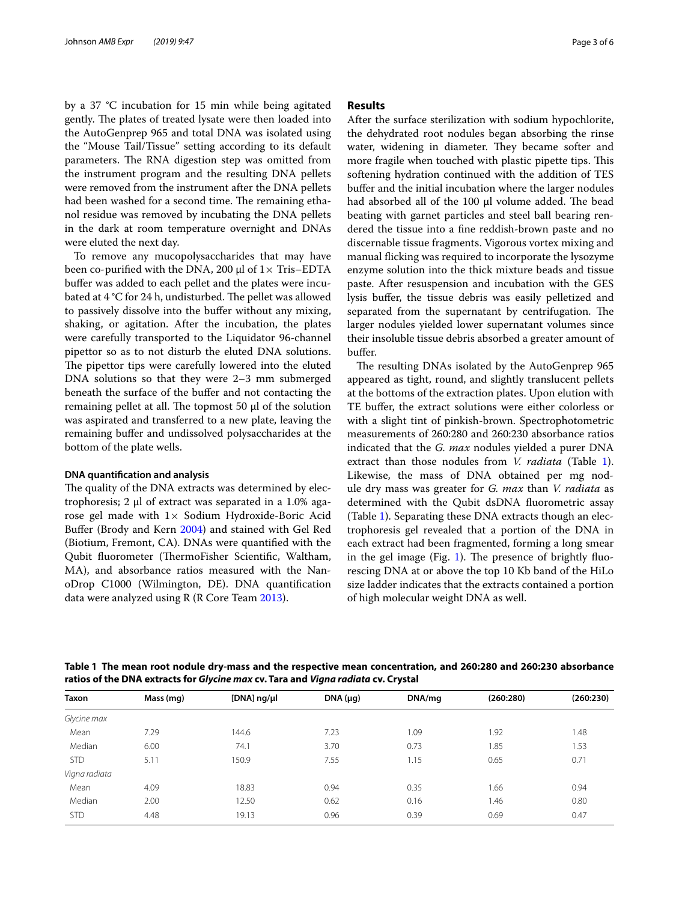by a 37 °C incubation for 15 min while being agitated gently. The plates of treated lysate were then loaded into the AutoGenprep 965 and total DNA was isolated using the "Mouse Tail/Tissue" setting according to its default parameters. The RNA digestion step was omitted from the instrument program and the resulting DNA pellets were removed from the instrument after the DNA pellets had been washed for a second time. The remaining ethanol residue was removed by incubating the DNA pellets in the dark at room temperature overnight and DNAs were eluted the next day.

To remove any mucopolysaccharides that may have been co-purified with the DNA, 200 µl of 1× Tris–EDTA buffer was added to each pellet and the plates were incubated at 4 °C for 24 h, undisturbed. The pellet was allowed to passively dissolve into the buffer without any mixing, shaking, or agitation. After the incubation, the plates were carefully transported to the Liquidator 96-channel pipettor so as to not disturb the eluted DNA solutions. The pipettor tips were carefully lowered into the eluted DNA solutions so that they were 2–3 mm submerged beneath the surface of the buffer and not contacting the remaining pellet at all. The topmost 50 µl of the solution was aspirated and transferred to a new plate, leaving the remaining buffer and undissolved polysaccharides at the bottom of the plate wells.

#### DNA quantification and analysis

The quality of the DNA extracts was determined by electrophoresis; 2 µl of extract was separated in a 1.0% agarose gel made with 1× Sodium Hydroxide-Boric Acid Buffer (Brody and Kern 2004) and stained with Gel Red (Biotium, Fremont, CA). DNAs were quantified with the Qubit fluorometer (ThermoFisher Scientific, Waltham, MA), and absorbance ratios measured with the NanoDrop C1000 (Wilmington, DE). DNA quantification data were analyzed using R (R Core Team 2013).

## Results

After the surface sterilization with sodium hypochlorite, the dehydrated root nodules began absorbing the rinse water, widening in diameter. They became softer and more fragile when touched with plastic pipette tips. This softening hydration continued with the addition of TES buffer and the initial incubation where the larger nodules had absorbed all of the 100 µl volume added. The bead beating with garnet particles and steel ball bearing rendered the tissue into a fine reddish-brown paste and no discernable tissue fragments. Vigorous vortex mixing and manual flicking was required to incorporate the lysozyme enzyme solution into the thick mixture beads and tissue paste. After resuspension and incubation with the GES lysis buffer, the tissue debris was easily pelletized and separated from the supernatant by centrifugation. The larger nodules yielded lower supernatant volumes since their insoluble tissue debris absorbed a greater amount of buffer.

The resulting DNAs isolated by the AutoGenprep 965 appeared as tight, round, and slightly translucent pellets at the bottoms of the extraction plates. Upon elution with TE buffer, the extract solutions were either colorless or with a slight tint of pinkish-brown. Spectrophotometric measurements of 260:280 and 260:230 absorbance ratios indicated that the *G. max* nodules yielded a purer DNA extract than those nodules from *V. radiata* (Table 1). Likewise, the mass of DNA obtained per mg nodule dry mass was greater for *G. max* than *V. radiata* as determined with the Qubit dsDNA fluorometric assay (Table 1). Separating these DNA extracts though an electrophoresis gel revealed that a portion of the DNA in each extract had been fragmented, forming a long smear in the gel image (Fig. 1). The presence of brightly fluorescing DNA at or above the top 10 Kb band of the HiLo size ladder indicates that the extracts contained a portion of high molecular weight DNA as well.

**Table 1 The mean root nodule dry-mass and the respective mean concentration, and 260:280 and 260:230 absorbance ratios of the DNA extracts for *Glycine max* cv. Tara and *Vigna radiata* cv. Crystal**

| Taxon | Mass (mg) | [DNA] ng/µl | DNA (µg) | DNA/mg | (260:280) | (260:230) |
|---|---|---|---|---|---|---|
| *Glycine max* | | | | | | |
| Mean | 7.29 | 144.6 | 7.23 | 1.09 | 1.92 | 1.48 |
| Median | 6.00 | 74.1 | 3.70 | 0.73 | 1.85 | 1.53 |
| STD | 5.11 | 150.9 | 7.55 | 1.15 | 0.65 | 0.71 |
| *Vigna radiata* | | | | | | |
| Mean | 4.09 | 18.83 | 0.94 | 0.35 | 1.66 | 0.94 |
| Median | 2.00 | 12.50 | 0.62 | 0.16 | 1.46 | 0.80 |
| STD | 4.48 | 19.13 | 0.96 | 0.39 | 0.69 | 0.47 |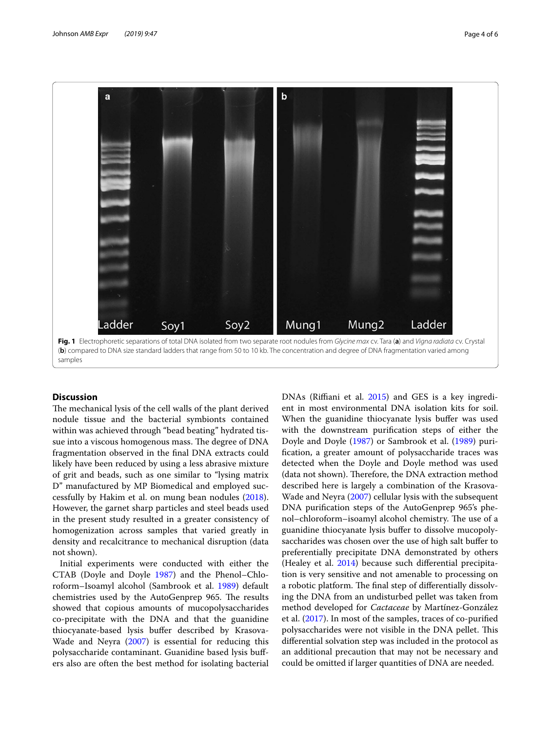**Fig. 1** Electrophoretic separations of total DNA isolated from two separate root nodules from *Glycine max* cv. Tara (**a**) and *Vigna radiata* cv. Crystal (**b**) compared to DNA size standard ladders that range from 50 to 10 kb. The concentration and degree of DNA fragmentation varied among samples

## Discussion

The mechanical lysis of the cell walls of the plant derived nodule tissue and the bacterial symbionts contained within was achieved through "bead beating" hydrated tissue into a viscous homogenous mass. The degree of DNA fragmentation observed in the final DNA extracts could likely have been reduced by using a less abrasive mixture of grit and beads, such as one similar to "lysing matrix D" manufactured by MP Biomedical and employed successfully by Hakim et al. on mung bean nodules (2018). However, the garnet sharp particles and steel beads used in the present study resulted in a greater consistency of homogenization across samples that varied greatly in density and recalcitrance to mechanical disruption (data not shown).

Initial experiments were conducted with either the CTAB (Doyle and Doyle 1987) and the Phenol–Chloroform–Isoamyl alcohol (Sambrook et al. 1989) default chemistries used by the AutoGenprep 965. The results showed that copious amounts of mucopolysaccharides co-precipitate with the DNA and that the guanidine thiocyanate-based lysis buffer described by Krasova-Wade and Neyra (2007) is essential for reducing this polysaccharide contaminant. Guanidine based lysis buffers also are often the best method for isolating bacterial DNAs (Riffiani et al. 2015) and GES is a key ingredient in most environmental DNA isolation kits for soil. When the guanidine thiocyanate lysis buffer was used with the downstream purification steps of either the Doyle and Doyle (1987) or Sambrook et al. (1989) purification, a greater amount of polysaccharide traces was detected when the Doyle and Doyle method was used (data not shown). Therefore, the DNA extraction method described here is largely a combination of the Krasova-Wade and Neyra (2007) cellular lysis with the subsequent DNA purification steps of the AutoGenprep 965's phenol–chloroform–isoamyl alcohol chemistry. The use of a guanidine thiocyanate lysis buffer to dissolve mucopolysaccharides was chosen over the use of high salt buffer to preferentially precipitate DNA demonstrated by others (Healey et al. 2014) because such differential precipitation is very sensitive and not amenable to processing on a robotic platform. The final step of differentially dissolving the DNA from an undisturbed pellet was taken from method developed for *Cactaceae* by Martínez-González et al. (2017). In most of the samples, traces of co-purified polysaccharides were not visible in the DNA pellet. This differential solvation step was included in the protocol as an additional precaution that may not be necessary and could be omitted if larger quantities of DNA are needed.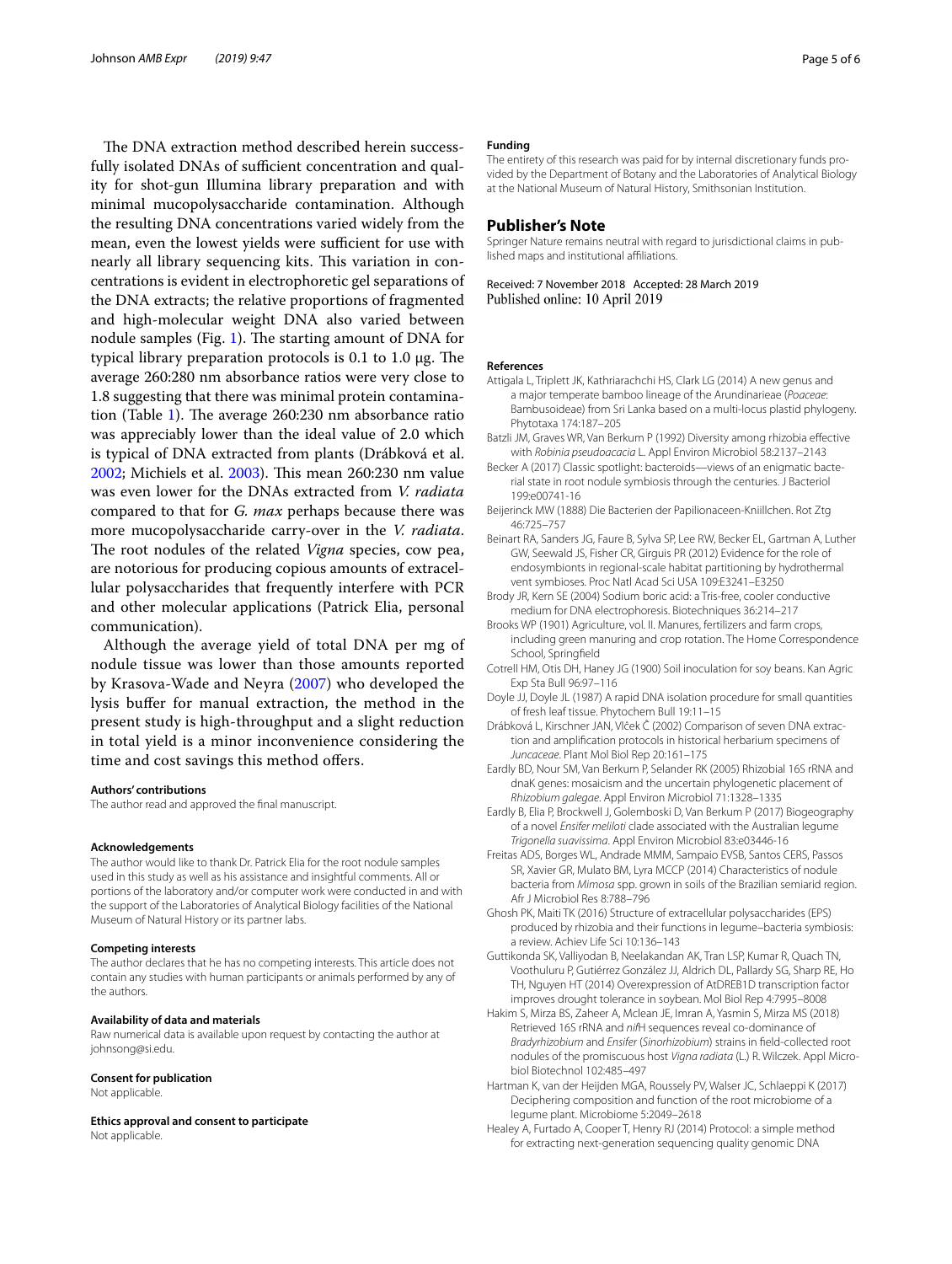The DNA extraction method described herein successfully isolated DNAs of sufficient concentration and quality for shot-gun Illumina library preparation and with minimal mucopolysaccharide contamination. Although the resulting DNA concentrations varied widely from the mean, even the lowest yields were sufficient for use with nearly all library sequencing kits. This variation in concentrations is evident in electrophoretic gel separations of the DNA extracts; the relative proportions of fragmented and high-molecular weight DNA also varied between nodule samples (Fig. 1). The starting amount of DNA for typical library preparation protocols is 0.1 to 1.0 µg. The average 260:280 nm absorbance ratios were very close to 1.8 suggesting that there was minimal protein contamination (Table 1). The average 260:230 nm absorbance ratio was appreciably lower than the ideal value of 2.0 which is typical of DNA extracted from plants (Drábková et al. 2002; Michiels et al. 2003). This mean 260:230 nm value was even lower for the DNAs extracted from *V. radiata* compared to that for *G. max* perhaps because there was more mucopolysaccharide carry-over in the *V. radiata*. The root nodules of the related *Vigna* species, cow pea, are notorious for producing copious amounts of extracellular polysaccharides that frequently interfere with PCR and other molecular applications (Patrick Elia, personal communication).

Although the average yield of total DNA per mg of nodule tissue was lower than those amounts reported by Krasova-Wade and Neyra (2007) who developed the lysis buffer for manual extraction, the method in the present study is high-throughput and a slight reduction in total yield is a minor inconvenience considering the time and cost savings this method offers.

#### Authors' contributions

The author read and approved the final manuscript.

#### Acknowledgements

The author would like to thank Dr. Patrick Elia for the root nodule samples used in this study as well as his assistance and insightful comments. All or portions of the laboratory and/or computer work were conducted in and with the support of the Laboratories of Analytical Biology facilities of the National Museum of Natural History or its partner labs.

#### Competing interests

The author declares that he has no competing interests. This article does not contain any studies with human participants or animals performed by any of the authors.

#### Availability of data and materials

Raw numerical data is available upon request by contacting the author at johnsong@si.edu.

#### Consent for publication

Not applicable.

#### Ethics approval and consent to participate

Not applicable.

#### Funding

The entirety of this research was paid for by internal discretionary funds provided by the Department of Botany and the Laboratories of Analytical Biology at the National Museum of Natural History, Smithsonian Institution.

## Publisher's Note

Springer Nature remains neutral with regard to jurisdictional claims in published maps and institutional affiliations.

Received: 7 November 2018 Accepted: 28 March 2019
Published online: 10 April 2019

#### References

- Attigala L, Triplett JK, Kathriarachchi HS, Clark LG (2014) A new genus and a major temperate bamboo lineage of the Arundinarieae (*Poaceae*: Bambusoideae) from Sri Lanka based on a multi-locus plastid phylogeny. Phytotaxa 174:187–205
- Batzli JM, Graves WR, Van Berkum P (1992) Diversity among rhizobia effective with *Robinia pseudoacacia* L. Appl Environ Microbiol 58:2137–2143
- Becker A (2017) Classic spotlight: bacteroids—views of an enigmatic bacterial state in root nodule symbiosis through the centuries. J Bacteriol 199:e00741-16
- Beijerinck MW (1888) Die Bacterien der Papilionaceen-Kniillchen. Rot Ztg 46:725–757
- Beinart RA, Sanders JG, Faure B, Sylva SP, Lee RW, Becker EL, Gartman A, Luther GW, Seewald JS, Fisher CR, Girguis PR (2012) Evidence for the role of endosymbionts in regional-scale habitat partitioning by hydrothermal vent symbioses. Proc Natl Acad Sci USA 109:E3241–E3250
- Brody JR, Kern SE (2004) Sodium boric acid: a Tris-free, cooler conductive medium for DNA electrophoresis. Biotechniques 36:214–217
- Brooks WP (1901) Agriculture, vol. II. Manures, fertilizers and farm crops, including green manuring and crop rotation. The Home Correspondence School, Springfield
- Cotrell HM, Otis DH, Haney JG (1900) Soil inoculation for soy beans. Kan Agric Exp Sta Bull 96:97–116
- Doyle JJ, Doyle JL (1987) A rapid DNA isolation procedure for small quantities of fresh leaf tissue. Phytochem Bull 19:11–15
- Drábková L, Kirschner JAN, Vlček Č (2002) Comparison of seven DNA extraction and amplification protocols in historical herbarium specimens of *Juncaceae*. Plant Mol Biol Rep 20:161–175
- Eardly BD, Nour SM, Van Berkum P, Selander RK (2005) Rhizobial 16S rRNA and dnaK genes: mosaicism and the uncertain phylogenetic placement of *Rhizobium galegae*. Appl Environ Microbiol 71:1328–1335
- Eardly B, Elia P, Brockwell J, Golemboski D, Van Berkum P (2017) Biogeography of a novel *Ensifer meliloti* clade associated with the Australian legume *Trigonella suavissima*. Appl Environ Microbiol 83:e03446-16
- Freitas ADS, Borges WL, Andrade MMM, Sampaio EVSB, Santos CERS, Passos SR, Xavier GR, Mulato BM, Lyra MCCP (2014) Characteristics of nodule bacteria from *Mimosa* spp. grown in soils of the Brazilian semiarid region. Afr J Microbiol Res 8:788–796
- Ghosh PK, Maiti TK (2016) Structure of extracellular polysaccharides (EPS) produced by rhizobia and their functions in legume–bacteria symbiosis: a review. Achiev Life Sci 10:136–143
- Guttikonda SK, Valliyodan B, Neelakandan AK, Tran LSP, Kumar R, Quach TN, Voothuluru P, Gutiérrez González JJ, Aldrich DL, Pallardy SG, Sharp RE, Ho TH, Nguyen HT (2014) Overexpression of AtDREB1D transcription factor improves drought tolerance in soybean. Mol Biol Rep 4:7995–8008
- Hakim S, Mirza BS, Zaheer A, Mclean JE, Imran A, Yasmin S, Mirza MS (2018) Retrieved 16S rRNA and *nif*H sequences reveal co-dominance of *Bradyrhizobium* and *Ensifer* (*Sinorhizobium*) strains in field-collected root nodules of the promiscuous host *Vigna radiata* (L.) R. Wilczek. Appl Microbiol Biotechnol 102:485–497
- Hartman K, van der Heijden MGA, Roussely PV, Walser JC, Schlaeppi K (2017) Deciphering composition and function of the root microbiome of a legume plant. Microbiome 5:2049–2618
- Healey A, Furtado A, Cooper T, Henry RJ (2014) Protocol: a simple method for extracting next-generation sequencing quality genomic DNA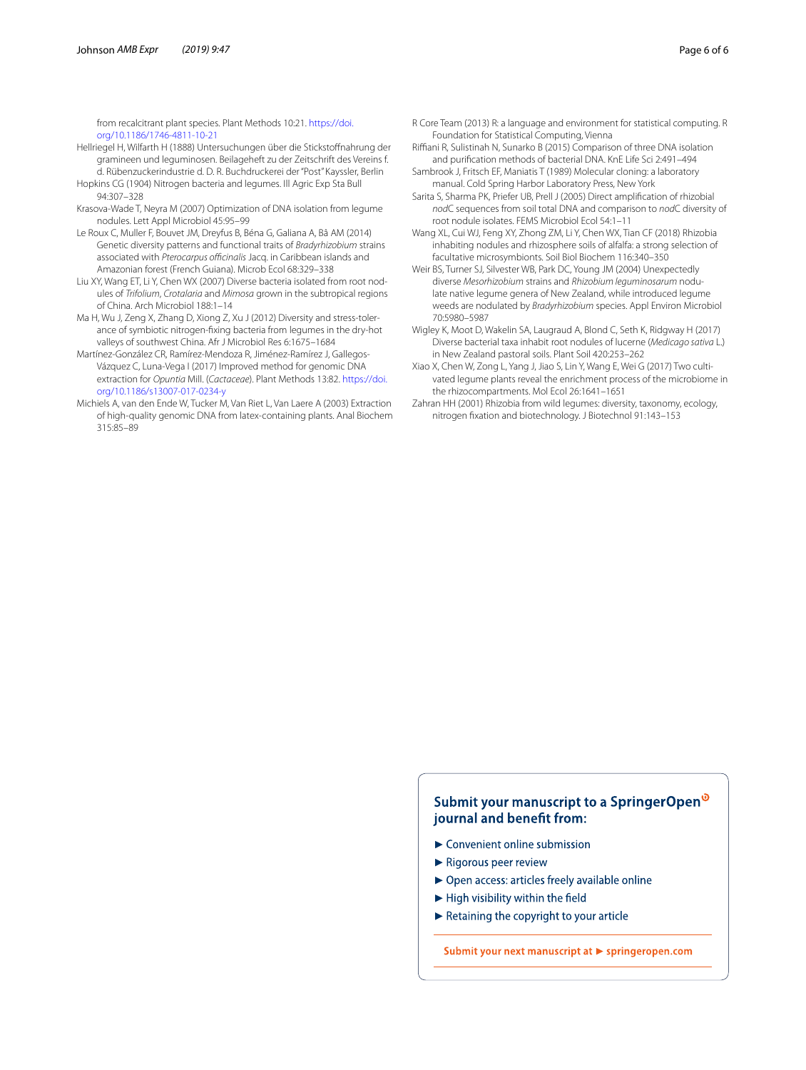from recalcitrant plant species. Plant Methods 10:21. https://doi.org/10.1186/1746-4811-10-21

Hellriegel H, Wilfarth H (1888) Untersuchungen über die Stickstoffnahrung der gramineen und leguminosen. Beilageheft zu der Zeitschrift des Vereins f. d. Rübenzuckerindustrie d. D. R. Buchdruckerei der "Post" Kayssler, Berlin

Hopkins CG (1904) Nitrogen bacteria and legumes. Ill Agric Exp Sta Bull 94:307–328

Krasova-Wade T, Neyra M (2007) Optimization of DNA isolation from legume nodules. Lett Appl Microbiol 45:95–99

Le Roux C, Muller F, Bouvet JM, Dreyfus B, Béna G, Galiana A, Bâ AM (2014) Genetic diversity patterns and functional traits of *Bradyrhizobium* strains associated with *Pterocarpus officinalis* Jacq. in Caribbean islands and Amazonian forest (French Guiana). Microb Ecol 68:329–338

Liu XY, Wang ET, Li Y, Chen WX (2007) Diverse bacteria isolated from root nodules of *Trifolium*, *Crotalaria* and *Mimosa* grown in the subtropical regions of China. Arch Microbiol 188:1–14

Ma H, Wu J, Zeng X, Zhang D, Xiong Z, Xu J (2012) Diversity and stress-tolerance of symbiotic nitrogen-fixing bacteria from legumes in the dry-hot valleys of southwest China. Afr J Microbiol Res 6:1675–1684

Martínez-González CR, Ramírez-Mendoza R, Jiménez-Ramírez J, Gallegos-Vázquez C, Luna-Vega I (2017) Improved method for genomic DNA extraction for *Opuntia* Mill. (*Cactaceae*). Plant Methods 13:82. https://doi.org/10.1186/s13007-017-0234-y

Michiels A, van den Ende W, Tucker M, Van Riet L, Van Laere A (2003) Extraction of high-quality genomic DNA from latex-containing plants. Anal Biochem 315:85–89

R Core Team (2013) R: a language and environment for statistical computing. R Foundation for Statistical Computing, Vienna

Riffiani R, Sulistinah N, Sunarko B (2015) Comparison of three DNA isolation and purification methods of bacterial DNA. KnE Life Sci 2:491–494

Sambrook J, Fritsch EF, Maniatis T (1989) Molecular cloning: a laboratory manual. Cold Spring Harbor Laboratory Press, New York

Sarita S, Sharma PK, Priefer UB, Prell J (2005) Direct amplification of rhizobial *nod*C sequences from soil total DNA and comparison to *nod*C diversity of root nodule isolates. FEMS Microbiol Ecol 54:1–11

Wang XL, Cui WJ, Feng XY, Zhong ZM, Li Y, Chen WX, Tian CF (2018) Rhizobia inhabiting nodules and rhizosphere soils of alfalfa: a strong selection of facultative microsymbionts. Soil Biol Biochem 116:340–350

Weir BS, Turner SJ, Silvester WB, Park DC, Young JM (2004) Unexpectedly diverse *Mesorhizobium* strains and *Rhizobium leguminosarum* nodulate native legume genera of New Zealand, while introduced legume weeds are nodulated by *Bradyrhizobium* species. Appl Environ Microbiol 70:5980–5987

Wigley K, Moot D, Wakelin SA, Laugraud A, Blond C, Seth K, Ridgway H (2017) Diverse bacterial taxa inhabit root nodules of lucerne (*Medicago sativa* L.) in New Zealand pastoral soils. Plant Soil 420:253–262

Xiao X, Chen W, Zong L, Yang J, Jiao S, Lin Y, Wang E, Wei G (2017) Two cultivated legume plants reveal the enrichment process of the microbiome in the rhizocompartments. Mol Ecol 26:1641–1651

Zahran HH (2001) Rhizobia from wild legumes: diversity, taxonomy, ecology, nitrogen fixation and biotechnology. J Biotechnol 91:143–153

**Submit your manuscript to a SpringerOpen journal and benefit from:**

- ► Convenient online submission
- ► Rigorous peer review
- ► Open access: articles freely available online
- ► High visibility within the field
- ► Retaining the copyright to your article

**Submit your next manuscript at ► springeropen.com**